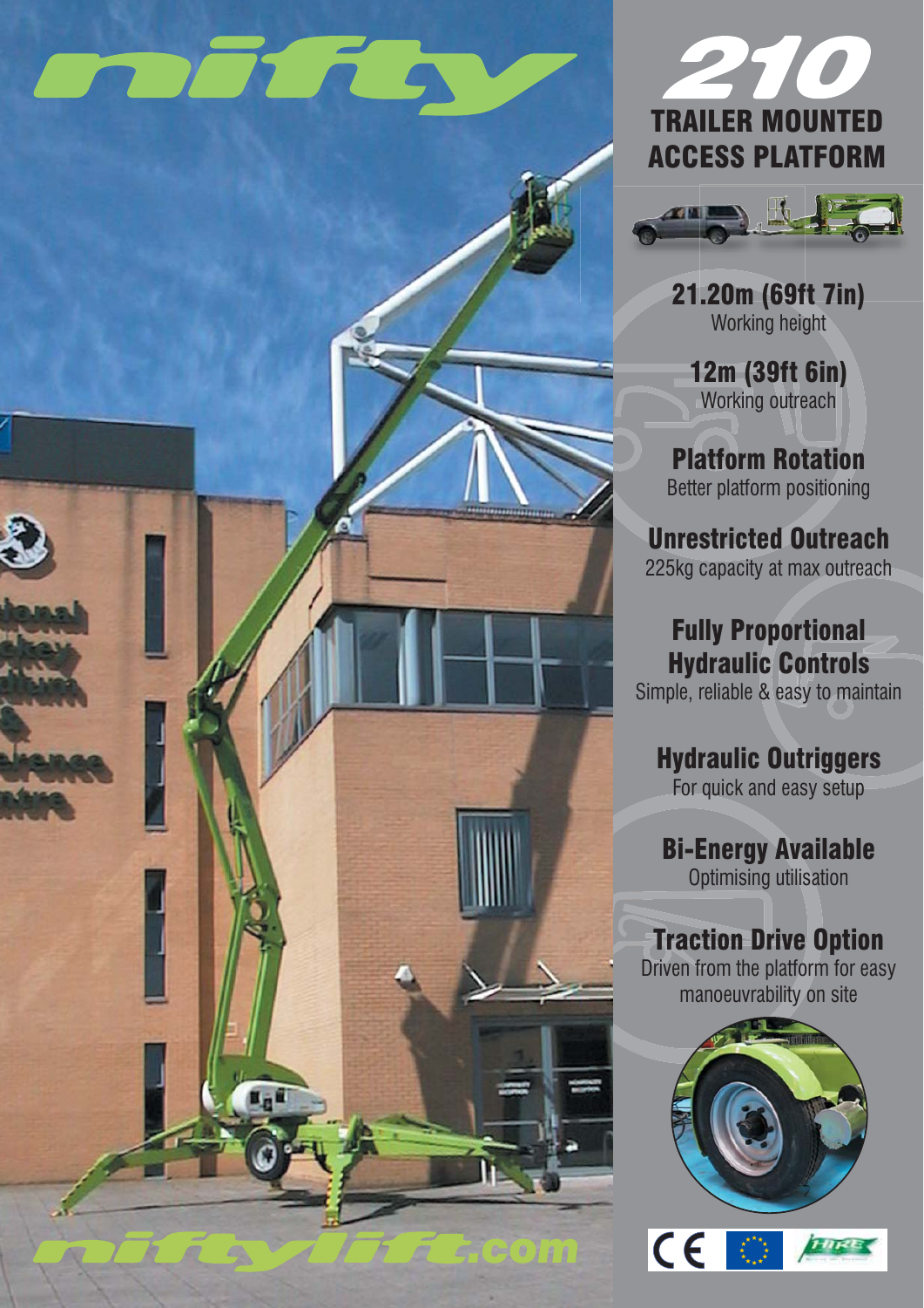# nifty

# 210

## TRAILER MOUNTED ACCESS PLATFORM

**21.20m (69ft 7in)**
Working height

**12m (39ft 6in)**
Working outreach

**Platform Rotation**
Better platform positioning

**Unrestricted Outreach**
225kg capacity at max outreach

**Fully Proportional Hydraulic Controls**
Simple, reliable & easy to maintain

**Hydraulic Outriggers**
For quick and easy setup

**Bi-Energy Available**
Optimising utilisation

**Traction Drive Option**
Driven from the platform for easy manoeuvrability on site

niftylift.com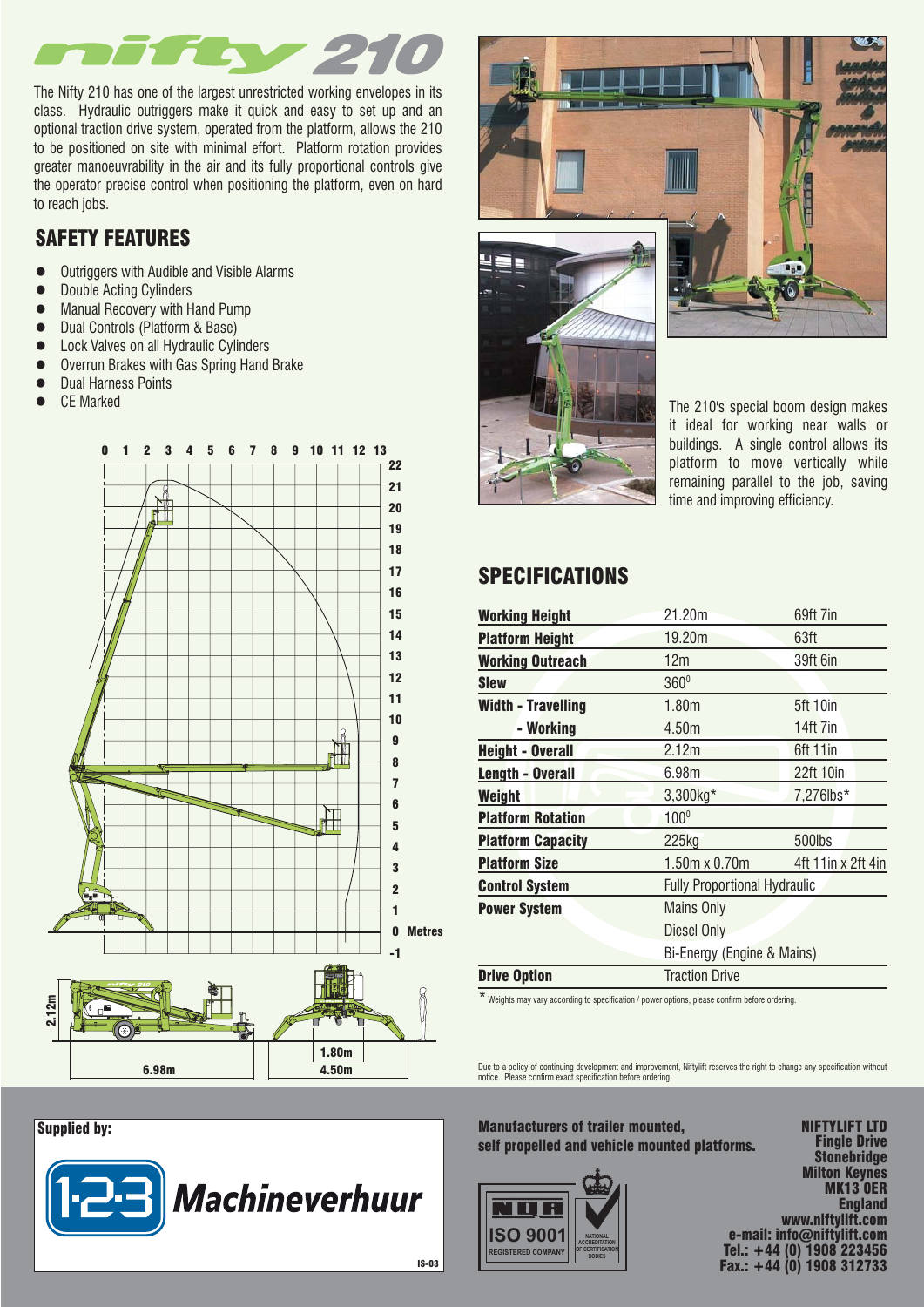# nifty 210

The Nifty 210 has one of the largest unrestricted working envelopes in its class. Hydraulic outriggers make it quick and easy to set up and an optional traction drive system, operated from the platform, allows the 210 to be positioned on site with minimal effort. Platform rotation provides greater manoeuvrability in the air and its fully proportional controls give the operator precise control when positioning the platform, even on hard to reach jobs.

## SAFETY FEATURES

- Outriggers with Audible and Visible Alarms
- Double Acting Cylinders
- Manual Recovery with Hand Pump
- Dual Controls (Platform & Base)
- Lock Valves on all Hydraulic Cylinders
- Overrun Brakes with Gas Spring Hand Brake
- Dual Harness Points
- CE Marked

0 1 2 3 4 5 6 7 8 9 10 11 12 13

22 21 20 19 18 17 16 15 14 13 12 11 10 9 8 7 6 5 4 3 2 1 0 Metres -1

2.12m

6.98m

1.80m

4.50m

The 210's special boom design makes it ideal for working near walls or buildings. A single control allows its platform to move vertically while remaining parallel to the job, saving time and improving efficiency.

## SPECIFICATIONS

| | | |
|---|---|---|
| **Working Height** | 21.20m | 69ft 7in |
| **Platform Height** | 19.20m | 63ft |
| **Working Outreach** | 12m | 39ft 6in |
| **Slew** | $360^0$ | |
| **Width - Travelling** | 1.80m | 5ft 10in |
| **- Working** | 4.50m | 14ft 7in |
| **Height - Overall** | 2.12m | 6ft 11in |
| **Length - Overall** | 6.98m | 22ft 10in |
| **Weight** | 3,300kg* | 7,276lbs* |
| **Platform Rotation** | $100^0$ | |
| **Platform Capacity** | 225kg | 500lbs |
| **Platform Size** | 1.50m x 0.70m | 4ft 11in x 2ft 4in |
| **Control System** | Fully Proportional Hydraulic | |
| **Power System** | Mains Only | |
| | Diesel Only | |
| | Bi-Energy (Engine & Mains) | |
| **Drive Option** | Traction Drive | |

\* Weights may vary according to specification / power options, please confirm before ordering.

Due to a policy of continuing development and improvement, Niftylift reserves the right to change any specification without notice. Please confirm exact specification before ordering.

**Supplied by:**

1-2-3 Machineverhuur

IS-03

**Manufacturers of trailer mounted, self propelled and vehicle mounted platforms.**

NQA ISO 9001 REGISTERED COMPANY

NATIONAL ACCREDITATION OF CERTIFICATION BODIES

**NIFTYLIFT LTD**
**Fingle Drive**
**Stonebridge**
**Milton Keynes**
**MK13 0ER**
**England**
**www.niftylift.com**
**e-mail: info@niftylift.com**
**Tel.: +44 (0) 1908 223456**
**Fax.: +44 (0) 1908 312733**